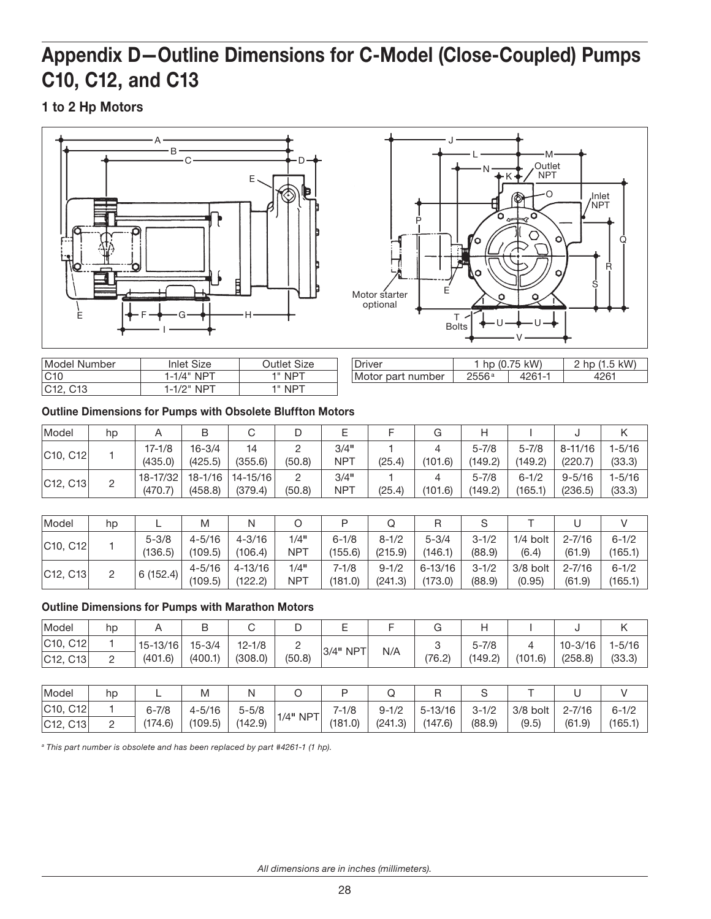# Appendix D—Outline Dimensions for C-Model (Close-Coupled) Pumps C10, C12, and C13

## 1 to 2 Hp Motors

| Model Number | Inlet Size | Outlet Size |
|---|---|---|
| C10 | 1-1/4" NPT | 1" NPT |
| C12, C13 | 1-1/2" NPT | 1" NPT |

| Driver | 1 hp (0.75 kW) | | 2 hp (1.5 kW) |
|---|---|---|---|
| Motor part number | 2556[a] | 4261-1 | 4261 |

### Outline Dimensions for Pumps with Obsolete Bluffton Motors

| Model | hp | A | B | C | D | E | F | G | H | I | J | K |
|---|---|---|---|---|---|---|---|---|---|---|---|---|
| C10, C12 | 1 | 17-1/8 (435.0) | 16-3/4 (425.5) | 14 (355.6) | 2 (50.8) | 3/4" NPT | 1 (25.4) | 4 (101.6) | 5-7/8 (149.2) | 5-7/8 (149.2) | 8-11/16 (220.7) | 1-5/16 (33.3) |
| C12, C13 | 2 | 18-17/32 (470.7) | 18-1/16 (458.8) | 14-15/16 (379.4) | 2 (50.8) | 3/4" NPT | 1 (25.4) | 4 (101.6) | 5-7/8 (149.2) | 6-1/2 (165.1) | 9-5/16 (236.5) | 1-5/16 (33.3) |

| Model | hp | L | M | N | O | P | Q | R | S | T | U | V |
|---|---|---|---|---|---|---|---|---|---|---|---|---|
| C10, C12 | 1 | 5-3/8 (136.5) | 4-5/16 (109.5) | 4-3/16 (106.4) | 1/4" NPT | 6-1/8 (155.6) | 8-1/2 (215.9) | 5-3/4 (146.1) | 3-1/2 (88.9) | 1/4 bolt (6.4) | 2-7/16 (61.9) | 6-1/2 (165.1) |
| C12, C13 | 2 | 6 (152.4) | 4-5/16 (109.5) | 4-13/16 (122.2) | 1/4" NPT | 7-1/8 (181.0) | 9-1/2 (241.3) | 6-13/16 (173.0) | 3-1/2 (88.9) | 3/8 bolt (0.95) | 2-7/16 (61.9) | 6-1/2 (165.1) |

### Outline Dimensions for Pumps with Marathon Motors

| Model | hp | A | B | C | D | E | F | G | H | I | J | K |
|---|---|---|---|---|---|---|---|---|---|---|---|---|
| C10, C12 | 1 | 15-13/16 (401.6) | 15-3/4 (400.1) | 12-1/8 (308.0) | 2 (50.8) | 3/4" NPT | N/A | 3 (76.2) | 5-7/8 (149.2) | 4 (101.6) | 10-3/16 (258.8) | 1-5/16 (33.3) |
| C12, C13 | 2 | | | | | | | | | | | |

| Model | hp | L | M | N | O | P | Q | R | S | T | U | V |
|---|---|---|---|---|---|---|---|---|---|---|---|---|
| C10, C12 | 1 | 6-7/8 (174.6) | 4-5/16 (109.5) | 5-5/8 (142.9) | 1/4" NPT | 7-1/8 (181.0) | 9-1/2 (241.3) | 5-13/16 (147.6) | 3-1/2 (88.9) | 3/8 bolt (9.5) | 2-7/16 (61.9) | 6-1/2 (165.1) |
| C12, C13 | 2 | | | | | | | | | | | |

*[a] This part number is obsolete and has been replaced by part #4261-1 (1 hp).*

*All dimensions are in inches (millimeters).*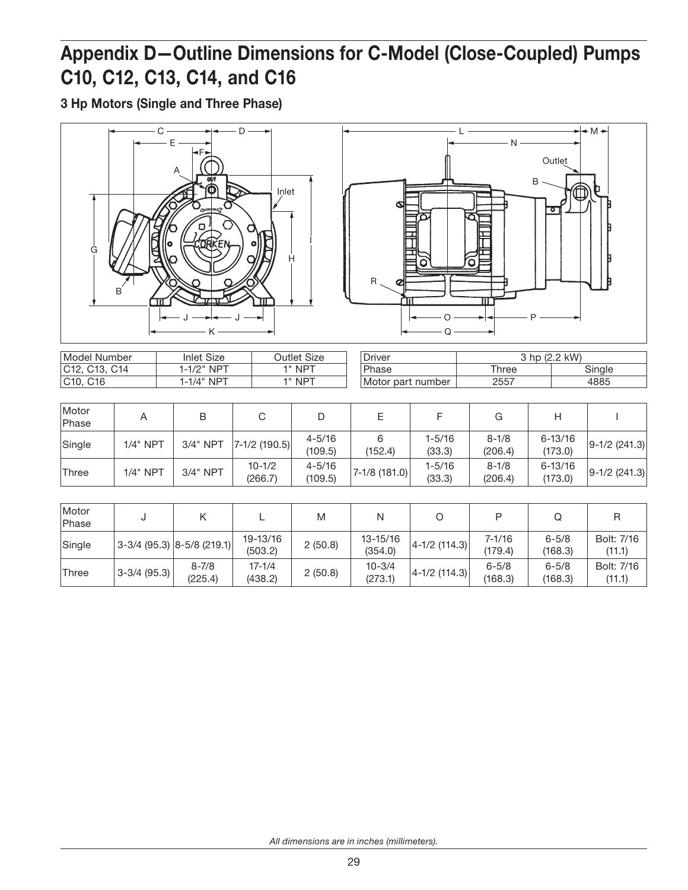# Appendix D—Outline Dimensions for C-Model (Close-Coupled) Pumps C10, C12, C13, C14, and C16

### 3 Hp Motors (Single and Three Phase)

| Model Number | Inlet Size | Outlet Size |
|---|---|---|
| C12, C13, C14 | 1-1/2" NPT | 1" NPT |
| C10, C16 | 1-1/4" NPT | 1" NPT |

| Driver | 3 hp (2.2 kW) | |
|---|---|---|
| Phase | Three | Single |
| Motor part number | 2557 | 4885 |

| Motor Phase | A | B | C | D | E | F | G | H | I |
|---|---|---|---|---|---|---|---|---|---|
| Single | 1/4" NPT | 3/4" NPT | 7-1/2 (190.5) | 4-5/16 (109.5) | 6 (152.4) | 1-5/16 (33.3) | 8-1/8 (206.4) | 6-13/16 (173.0) | 9-1/2 (241.3) |
| Three | 1/4" NPT | 3/4" NPT | 10-1/2 (266.7) | 4-5/16 (109.5) | 7-1/8 (181.0) | 1-5/16 (33.3) | 8-1/8 (206.4) | 6-13/16 (173.0) | 9-1/2 (241.3) |

| Motor Phase | J | K | L | M | N | O | P | Q | R |
|---|---|---|---|---|---|---|---|---|---|
| Single | 3-3/4 (95.3) | 8-5/8 (219.1) | 19-13/16 (503.2) | 2 (50.8) | 13-15/16 (354.0) | 4-1/2 (114.3) | 7-1/16 (179.4) | 6-5/8 (168.3) | Bolt: 7/16 (11.1) |
| Three | 3-3/4 (95.3) | 8-7/8 (225.4) | 17-1/4 (438.2) | 2 (50.8) | 10-3/4 (273.1) | 4-1/2 (114.3) | 6-5/8 (168.3) | 6-5/8 (168.3) | Bolt: 7/16 (11.1) |

*All dimensions are in inches (millimeters).*